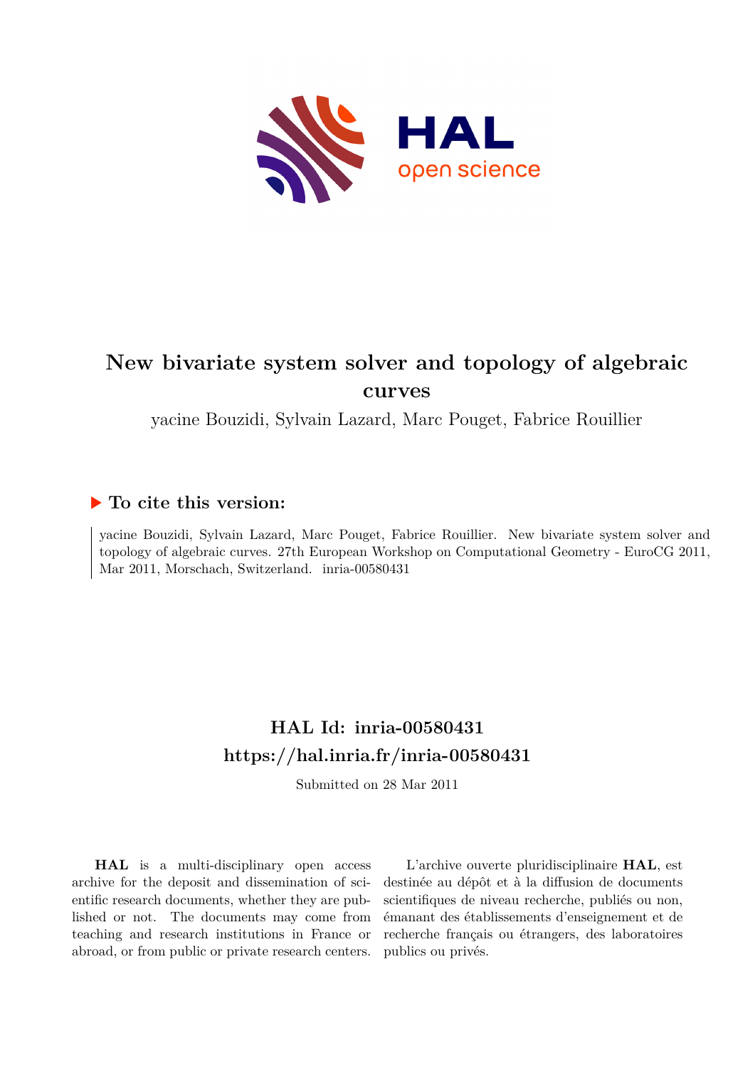# New bivariate system solver and topology of algebraic curves

yacine Bouzidi, Sylvain Lazard, Marc Pouget, Fabrice Rouillier

## ▶ To cite this version:

yacine Bouzidi, Sylvain Lazard, Marc Pouget, Fabrice Rouillier. New bivariate system solver and topology of algebraic curves. 27th European Workshop on Computational Geometry - EuroCG 2011, Mar 2011, Morschach, Switzerland. inria-00580431

## HAL Id: inria-00580431

## https://hal.inria.fr/inria-00580431

Submitted on 28 Mar 2011

**HAL** is a multi-disciplinary open access archive for the deposit and dissemination of scientific research documents, whether they are published or not. The documents may come from teaching and research institutions in France or abroad, or from public or private research centers.

L'archive ouverte pluridisciplinaire **HAL**, est destinée au dépôt et à la diffusion de documents scientifiques de niveau recherche, publiés ou non, émanant des établissements d'enseignement et de recherche français ou étrangers, des laboratoires publics ou privés.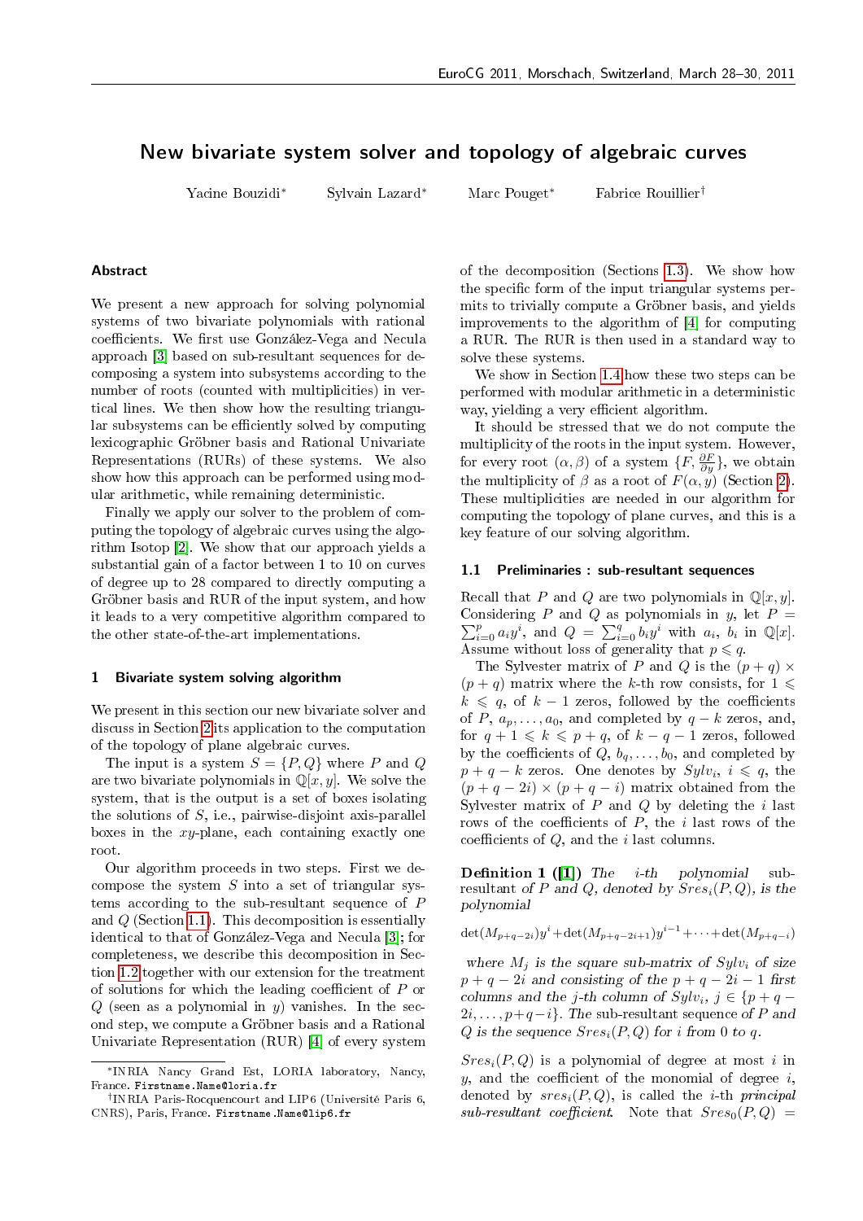# New bivariate system solver and topology of algebraic curves

Yacine Bouzidi* Sylvain Lazard* Marc Pouget* Fabrice Rouillier†

## Abstract

We present a new approach for solving polynomial systems of two bivariate polynomials with rational coefficients. We first use González-Vega and Necula approach [3] based on sub-resultant sequences for decomposing a system into subsystems according to the number of roots (counted with multiplicities) in vertical lines. We then show how the resulting triangular subsystems can be efficiently solved by computing lexicographic Gröbner basis and Rational Univariate Representations (RURs) of these systems. We also show how this approach can be performed using modular arithmetic, while remaining deterministic.

Finally we apply our solver to the problem of computing the topology of algebraic curves using the algorithm Isotop [2]. We show that our approach yields a substantial gain of a factor between 1 to 10 on curves of degree up to 28 compared to directly computing a Gröbner basis and RUR of the input system, and how it leads to a very competitive algorithm compared to the other state-of-the-art implementations.

## 1 Bivariate system solving algorithm

We present in this section our new bivariate solver and discuss in Section 2 its application to the computation of the topology of plane algebraic curves.

The input is a system $S = \{P, Q\}$ where $P$ and $Q$ are two bivariate polynomials in $\mathbb{Q}[x, y]$. We solve the system, that is the output is a set of boxes isolating the solutions of $S$, i.e., pairwise-disjoint axis-parallel boxes in the $xy$-plane, each containing exactly one root.

Our algorithm proceeds in two steps. First we decompose the system $S$ into a set of triangular systems according to the sub-resultant sequence of $P$ and $Q$ (Section 1.1). This decomposition is essentially identical to that of González-Vega and Necula [3]; for completeness, we describe this decomposition in Section 1.2 together with our extension for the treatment of solutions for which the leading coefficient of $P$ or $Q$ (seen as a polynomial in $y$) vanishes. In the second step, we compute a Gröbner basis and a Rational Univariate Representation (RUR) [4] of every system of the decomposition (Sections 1.3). We show how the specific form of the input triangular systems permits to trivially compute a Gröbner basis, and yields improvements to the algorithm of [4] for computing a RUR. The RUR is then used in a standard way to solve these systems.

We show in Section 1.4 how these two steps can be performed with modular arithmetic in a deterministic way, yielding a very efficient algorithm.

It should be stressed that we do not compute the multiplicity of the roots in the input system. However, for every root $(\alpha, \beta)$ of a system $\{F, \frac{\partial F}{\partial y}\}$, we obtain the multiplicity of $\beta$ as a root of $F(\alpha, y)$ (Section 2). These multiplicities are needed in our algorithm for computing the topology of plane curves, and this is a key feature of our solving algorithm.

### 1.1 Preliminaries : sub-resultant sequences

Recall that $P$ and $Q$ are two polynomials in $\mathbb{Q}[x, y]$. Considering $P$ and $Q$ as polynomials in $y$, let $P = \sum_{i=0}^{p} a_i y^i$, and $Q = \sum_{i=0}^{q} b_i y^i$ with $a_i$, $b_i$ in $\mathbb{Q}[x]$. Assume without loss of generality that $p \leqslant q$.

The Sylvester matrix of $P$ and $Q$ is the $(p + q) \times (p + q)$ matrix where the $k$-th row consists, for $1 \leqslant k \leqslant q$, of $k - 1$ zeros, followed by the coefficients of $P$, $a_p, \ldots, a_0$, and completed by $q - k$ zeros, and, for $q + 1 \leqslant k \leqslant p + q$, of $k - q - 1$ zeros, followed by the coefficients of $Q$, $b_q, \ldots, b_0$, and completed by $p + q - k$ zeros. One denotes by $Sylv_i$, $i \leqslant q$, the $(p + q - 2i) \times (p + q - i)$ matrix obtained from the Sylvester matrix of $P$ and $Q$ by deleting the $i$ last rows of the coefficients of $P$, the $i$ last rows of the coefficients of $Q$, and the $i$ last columns.

**Definition 1** ([1]) *The i-th polynomial sub-resultant of P and Q, denoted by $Sres_i(P, Q)$, is the polynomial*

$$\det(M_{p+q-2i})y^i + \det(M_{p+q-2i+1})y^{i-1} + \cdots + \det(M_{p+q-i})$$

*where $M_j$ is the square sub-matrix of $Sylv_i$ of size $p + q - 2i$ and consisting of the $p + q - 2i - 1$ first columns and the $j$-th column of $Sylv_i$, $j \in \{p + q - 2i, \ldots, p + q - i\}$. The sub-resultant sequence of P and Q is the sequence $Sres_i(P, Q)$ for i from 0 to q.*

$Sres_i(P, Q)$ is a polynomial of degree at most $i$ in $y$, and the coefficient of the monomial of degree $i$, denoted by $sres_i(P, Q)$, is called the *i-th principal sub-resultant coefficient*. Note that $Sres_0(P, Q) =$

---

*INRIA Nancy Grand Est, LORIA laboratory, Nancy, France. Firstname.Name@loria.fr

†INRIA Paris-Rocquencourt and LIP6 (Université Paris 6, CNRS), Paris, France. Firstname.Name@lip6.fr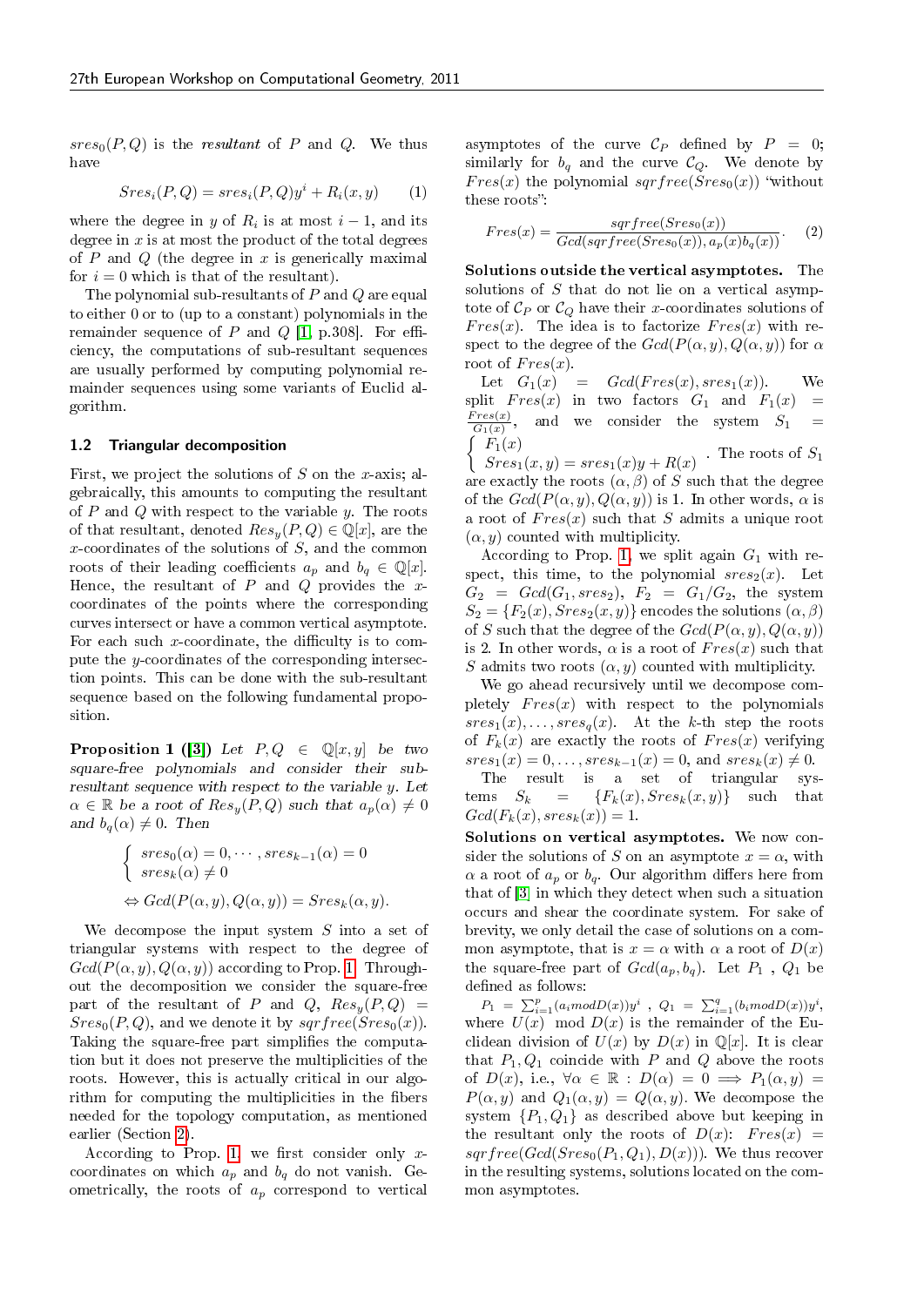$sres_0(P,Q)$ is the *resultant* of $P$ and $Q$. We thus have

$$Sres_i(P,Q) = sres_i(P,Q)y^i + R_i(x,y) \qquad (1)$$

where the degree in $y$ of $R_i$ is at most $i-1$, and its degree in $x$ is at most the product of the total degrees of $P$ and $Q$ (the degree in $x$ is generically maximal for $i=0$ which is that of the resultant).

The polynomial sub-resultants of $P$ and $Q$ are equal to either 0 or to (up to a constant) polynomials in the remainder sequence of $P$ and $Q$ [1, p.308]. For efficiency, the computations of sub-resultant sequences are usually performed by computing polynomial remainder sequences using some variants of Euclid algorithm.

### 1.2 Triangular decomposition

First, we project the solutions of $S$ on the $x$-axis; algebraically, this amounts to computing the resultant of $P$ and $Q$ with respect to the variable $y$. The roots of that resultant, denoted $Res_y(P,Q) \in \mathbb{Q}[x]$, are the $x$-coordinates of the solutions of $S$, and the common roots of their leading coefficients $a_p$ and $b_q \in \mathbb{Q}[x]$. Hence, the resultant of $P$ and $Q$ provides the $x$-coordinates of the points where the corresponding curves intersect or have a common vertical asymptote. For each such $x$-coordinate, the difficulty is to compute the $y$-coordinates of the corresponding intersection points. This can be done with the sub-resultant sequence based on the following fundamental proposition.

**Proposition 1 ([3])** *Let $P,Q \in \mathbb{Q}[x,y]$ be two square-free polynomials and consider their sub-resultant sequence with respect to the variable $y$. Let $\alpha \in \mathbb{R}$ be a root of $Res_y(P,Q)$ such that $a_p(\alpha) \neq 0$ and $b_q(\alpha) \neq 0$. Then*

$$\begin{cases} sres_0(\alpha) = 0, \cdots, sres_{k-1}(\alpha) = 0 \\ sres_k(\alpha) \neq 0 \end{cases}$$

$$\Leftrightarrow Gcd(P(\alpha,y), Q(\alpha,y)) = Sres_k(\alpha,y).$$

We decompose the input system $S$ into a set of triangular systems with respect to the degree of $Gcd(P(\alpha,y),Q(\alpha,y))$ according to Prop. 1. Throughout the decomposition we consider the square-free part of the resultant of $P$ and $Q$, $Res_y(P,Q) = Sres_0(P,Q)$, and we denote it by $sqrfree(Sres_0(x))$. Taking the square-free part simplifies the computation but it does not preserve the multiplicities of the roots. However, this is actually critical in our algorithm for computing the multiplicities in the fibers needed for the topology computation, as mentioned earlier (Section 2).

According to Prop. 1, we first consider only $x$-coordinates on which $a_p$ and $b_q$ do not vanish. Geometrically, the roots of $a_p$ correspond to vertical asymptotes of the curve $\mathcal{C}_P$ defined by $P=0$; similarly for $b_q$ and the curve $\mathcal{C}_Q$. We denote by $Fres(x)$ the polynomial $sqrfree(Sres_0(x))$ "without these roots":

$$Fres(x) = \frac{sqrfree(Sres_0(x))}{Gcd(sqrfree(Sres_0(x)), a_p(x)b_q(x))}. \qquad (2)$$

**Solutions outside the vertical asymptotes.** The solutions of $S$ that do not lie on a vertical asymptote of $\mathcal{C}_P$ or $\mathcal{C}_Q$ have their $x$-coordinates solutions of $Fres(x)$. The idea is to factorize $Fres(x)$ with respect to the degree of the $Gcd(P(\alpha,y),Q(\alpha,y))$ for $\alpha$ root of $Fres(x)$.

Let $G_1(x) = Gcd(Fres(x), sres_1(x))$. We split $Fres(x)$ in two factors $G_1$ and $F_1(x) = \frac{Fres(x)}{G_1(x)}$, and we consider the system $S_1 = \begin{cases} F_1(x) \\ Sres_1(x,y) = sres_1(x)y + R(x) \end{cases}$. The roots of $S_1$ are exactly the roots $(\alpha,\beta)$ of $S$ such that the degree of the $Gcd(P(\alpha,y),Q(\alpha,y))$ is 1. In other words, $\alpha$ is a root of $Fres(x)$ such that $S$ admits a unique root $(\alpha,y)$ counted with multiplicity.

According to Prop. 1, we split again $G_1$ with respect, this time, to the polynomial $sres_2(x)$. Let $G_2 = Gcd(G_1, sres_2)$, $F_2 = G_1/G_2$, the system $S_2 = \{F_2(x), Sres_2(x,y)\}$ encodes the solutions $(\alpha,\beta)$ of $S$ such that the degree of the $Gcd(P(\alpha,y),Q(\alpha,y))$ is 2. In other words, $\alpha$ is a root of $Fres(x)$ such that $S$ admits two roots $(\alpha,y)$ counted with multiplicity.

We go ahead recursively until we decompose completely $Fres(x)$ with respect to the polynomials $sres_1(x),\ldots,sres_q(x)$. At the $k$-th step the roots of $F_k(x)$ are exactly the roots of $Fres(x)$ verifying $sres_1(x) = 0,\ldots,sres_{k-1}(x) = 0$, and $sres_k(x) \neq 0$.

The result is a set of triangular systems $S_k = \{F_k(x), Sres_k(x,y)\}$ such that $Gcd(F_k(x), sres_k(x)) = 1$.

**Solutions on vertical asymptotes.** We now consider the solutions of $S$ on an asymptote $x=\alpha$, with $\alpha$ a root of $a_p$ or $b_q$. Our algorithm differs here from that of [3] in which they detect when such a situation occurs and shear the coordinate system. For sake of brevity, we only detail the case of solutions on a common asymptote, that is $x=\alpha$ with $\alpha$ a root of $D(x)$ the square-free part of $Gcd(a_p,b_q)$. Let $P_1$, $Q_1$ be defined as follows:

$P_1 = \sum_{i=1}^{p}(a_i mod D(x))y^i$ , $Q_1 = \sum_{i=1}^{q}(b_i mod D(x))y^i$, where $U(x)$ mod $D(x)$ is the remainder of the Euclidean division of $U(x)$ by $D(x)$ in $\mathbb{Q}[x]$. It is clear that $P_1, Q_1$ coincide with $P$ and $Q$ above the roots of $D(x)$, i.e., $\forall \alpha \in \mathbb{R} : D(\alpha) = 0 \implies P_1(\alpha,y) = P(\alpha,y)$ and $Q_1(\alpha,y) = Q(\alpha,y)$. We decompose the system $\{P_1,Q_1\}$ as described above but keeping in the resultant only the roots of $D(x)$: $Fres(x) = sqrfree(Gcd(Sres_0(P_1,Q_1), D(x)))$. We thus recover in the resulting systems, solutions located on the common asymptotes.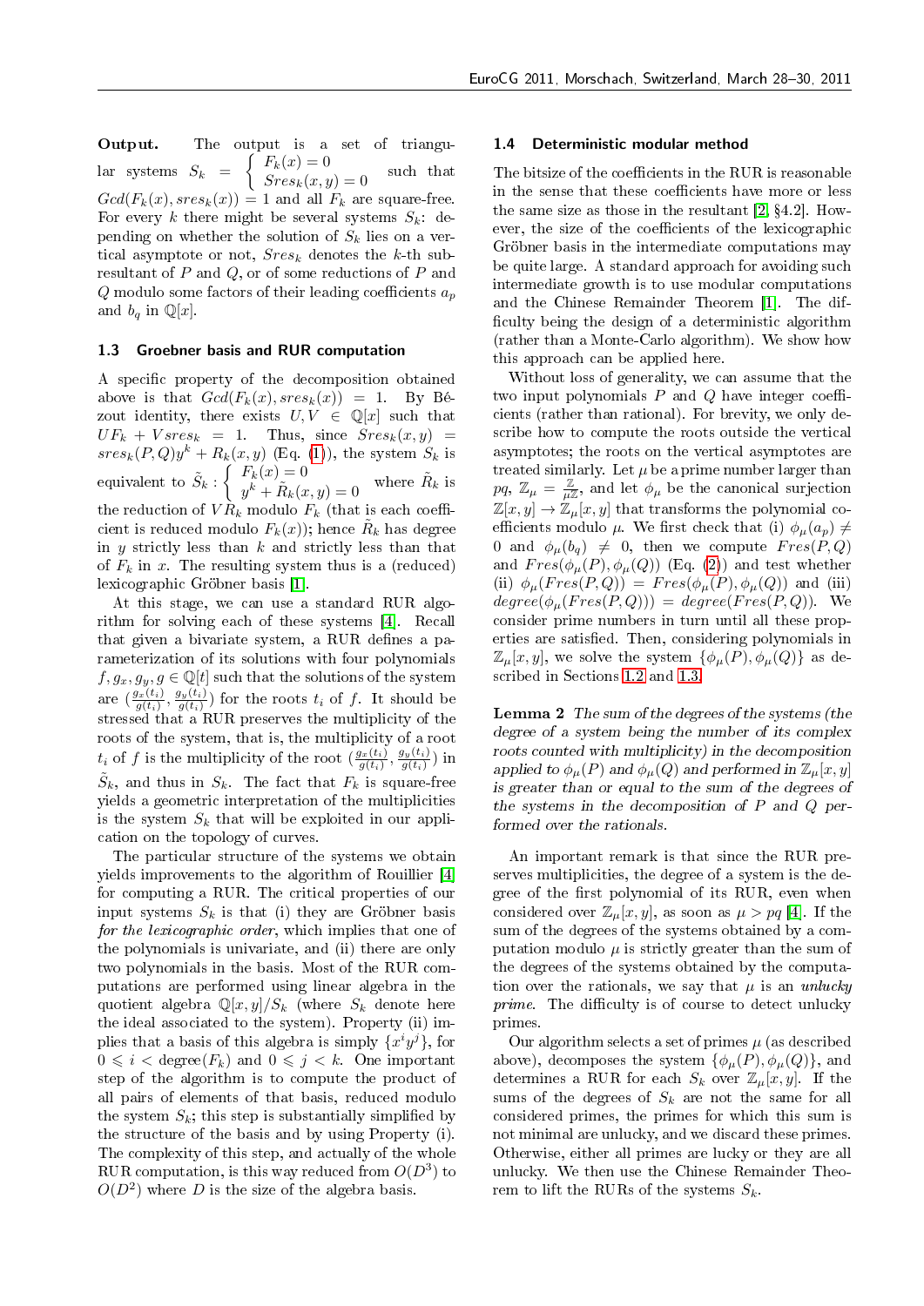**Output.** The output is a set of triangular systems $S_k = \begin{cases} F_k(x) = 0 \\ Sres_k(x,y) = 0 \end{cases}$ such that $Gcd(F_k(x), sres_k(x)) = 1$ and all $F_k$ are square-free. For every $k$ there might be several systems $S_k$: depending on whether the solution of $S_k$ lies on a vertical asymptote or not, $Sres_k$ denotes the $k$-th subresultant of $P$ and $Q$, or of some reductions of $P$ and $Q$ modulo some factors of their leading coefficients $a_p$ and $b_q$ in $\mathbb{Q}[x]$.

### 1.3 Groebner basis and RUR computation

A specific property of the decomposition obtained above is that $Gcd(F_k(x), sres_k(x)) = 1$. By Bézout identity, there exists $U, V \in \mathbb{Q}[x]$ such that $UF_k + Vsres_k = 1$. Thus, since $Sres_k(x,y) = sres_k(P,Q)y^k + R_k(x,y)$ (Eq. (1)), the system $S_k$ is equivalent to $\tilde{S}_k : \begin{cases} F_k(x) = 0 \\ y^k + \tilde{R}_k(x,y) = 0 \end{cases}$ where $\tilde{R}_k$ is the reduction of $VR_k$ modulo $F_k$ (that is each coefficient is reduced modulo $F_k(x)$); hence $\tilde{R}_k$ has degree in $y$ strictly less than $k$ and strictly less than that of $F_k$ in $x$. The resulting system thus is a (reduced) lexicographic Gröbner basis [1].

At this stage, we can use a standard RUR algorithm for solving each of these systems [4]. Recall that given a bivariate system, a RUR defines a parameterization of its solutions with four polynomials $f, g_x, g_y, g \in \mathbb{Q}[t]$ such that the solutions of the system are $(\frac{g_x(t_i)}{g(t_i)}, \frac{g_y(t_i)}{g(t_i)})$ for the roots $t_i$ of $f$. It should be stressed that a RUR preserves the multiplicity of the roots of the system, that is, the multiplicity of a root $t_i$ of $f$ is the multiplicity of the root $(\frac{g_x(t_i)}{g(t_i)}, \frac{g_y(t_i)}{g(t_i)})$ in $\tilde{S}_k$, and thus in $S_k$. The fact that $F_k$ is square-free yields a geometric interpretation of the multiplicities is the system $S_k$ that will be exploited in our application on the topology of curves.

The particular structure of the systems we obtain yields improvements to the algorithm of Rouillier [4] for computing a RUR. The critical properties of our input systems $S_k$ is that (i) they are Gröbner basis *for the lexicographic order*, which implies that one of the polynomials is univariate, and (ii) there are only two polynomials in the basis. Most of the RUR computations are performed using linear algebra in the quotient algebra $\mathbb{Q}[x,y]/S_k$ (where $S_k$ denote here the ideal associated to the system). Property (ii) implies that a basis of this algebra is simply $\{x^i y^j\}$, for $0 \leqslant i < \text{degree}(F_k)$ and $0 \leqslant j < k$. One important step of the algorithm is to compute the product of all pairs of elements of that basis, reduced modulo the system $S_k$; this step is substantially simplified by the structure of the basis and by using Property (i). The complexity of this step, and actually of the whole RUR computation, is this way reduced from $O(D^3)$ to $O(D^2)$ where $D$ is the size of the algebra basis.

### 1.4 Deterministic modular method

The bitsize of the coefficients in the RUR is reasonable in the sense that these coefficients have more or less the same size as those in the resultant [2, §4.2]. However, the size of the coefficients of the lexicographic Gröbner basis in the intermediate computations may be quite large. A standard approach for avoiding such intermediate growth is to use modular computations and the Chinese Remainder Theorem [1]. The difficulty being the design of a deterministic algorithm (rather than a Monte-Carlo algorithm). We show how this approach can be applied here.

Without loss of generality, we can assume that the two input polynomials $P$ and $Q$ have integer coefficients (rather than rational). For brevity, we only describe how to compute the roots outside the vertical asymptotes; the roots on the vertical asymptotes are treated similarly. Let $\mu$ be a prime number larger than $pq$, $\mathbb{Z}_\mu = \frac{\mathbb{Z}}{\mu\mathbb{Z}}$, and let $\phi_\mu$ be the canonical surjection $\mathbb{Z}[x,y] \to \mathbb{Z}_\mu[x,y]$ that transforms the polynomial coefficients modulo $\mu$. We first check that (i) $\phi_\mu(a_p) \neq 0$ and $\phi_\mu(b_q) \neq 0$, then we compute $Fres(P,Q)$ and $Fres(\phi_\mu(P), \phi_\mu(Q))$ (Eq. (2)) and test whether (ii) $\phi_\mu(Fres(P,Q)) = Fres(\phi_\mu(P), \phi_\mu(Q))$ and (iii) $degree(\phi_\mu(Fres(P,Q))) = degree(Fres(P,Q))$. We consider prime numbers in turn until all these properties are satisfied. Then, considering polynomials in $\mathbb{Z}_\mu[x,y]$, we solve the system $\{\phi_\mu(P), \phi_\mu(Q)\}$ as described in Sections 1.2 and 1.3.

**Lemma 2** *The sum of the degrees of the systems (the degree of a system being the number of its complex roots counted with multiplicity) in the decomposition applied to $\phi_\mu(P)$ and $\phi_\mu(Q)$ and performed in $\mathbb{Z}_\mu[x,y]$ is greater than or equal to the sum of the degrees of the systems in the decomposition of $P$ and $Q$ performed over the rationals.*

An important remark is that since the RUR preserves multiplicities, the degree of a system is the degree of the first polynomial of its RUR, even when considered over $\mathbb{Z}_\mu[x,y]$, as soon as $\mu > pq$ [4]. If the sum of the degrees of the systems obtained by a computation modulo $\mu$ is strictly greater than the sum of the degrees of the systems obtained by the computation over the rationals, we say that $\mu$ is an *unlucky prime*. The difficulty is of course to detect unlucky primes.

Our algorithm selects a set of primes $\mu$ (as described above), decomposes the system $\{\phi_\mu(P), \phi_\mu(Q)\}$, and determines a RUR for each $S_k$ over $\mathbb{Z}_\mu[x,y]$. If the sums of the degrees of $S_k$ are not the same for all considered primes, the primes for which this sum is not minimal are unlucky, and we discard these primes. Otherwise, either all primes are lucky or they are all unlucky. We then use the Chinese Remainder Theorem to lift the RURs of the systems $S_k$.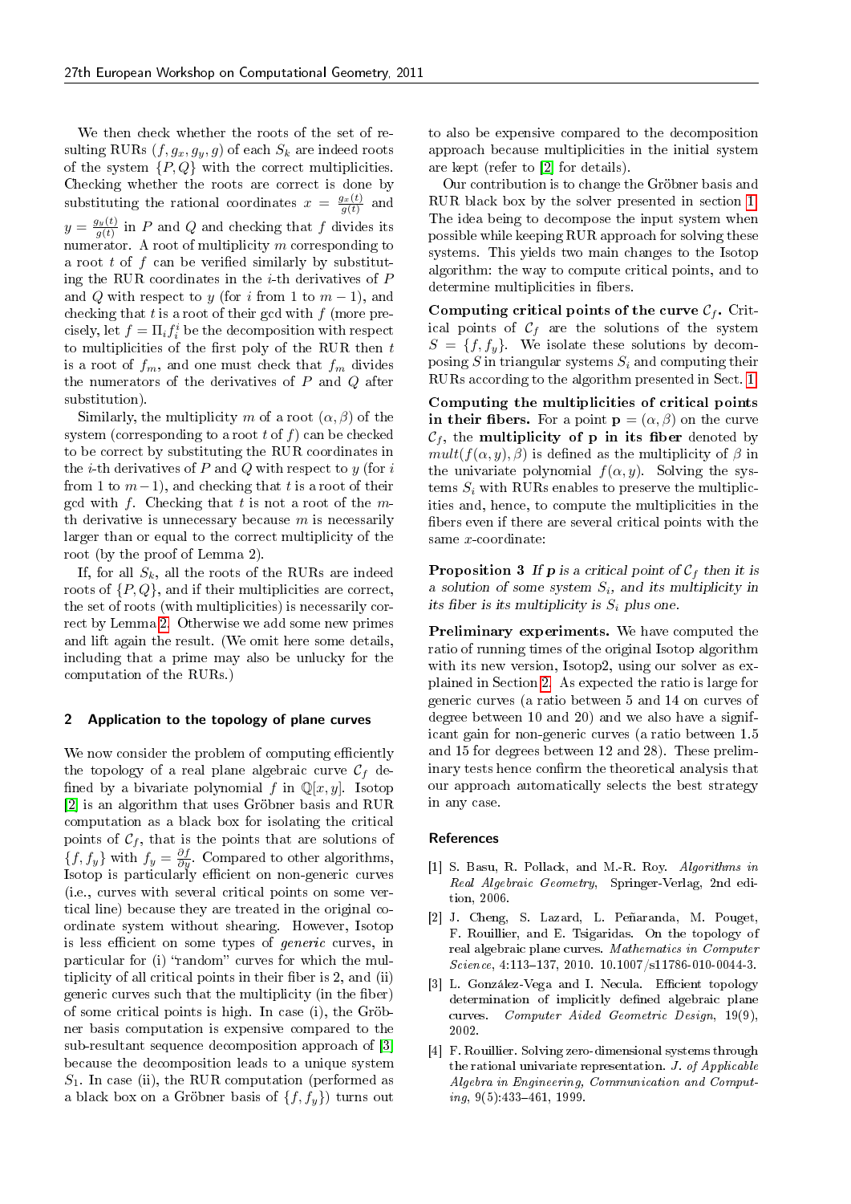We then check whether the roots of the set of resulting RURs $(f, g_x, g_y, g)$ of each $S_k$ are indeed roots of the system $\{P, Q\}$ with the correct multiplicities. Checking whether the roots are correct is done by substituting the rational coordinates $x = \frac{g_x(t)}{g(t)}$ and $y = \frac{g_y(t)}{g(t)}$ in $P$ and $Q$ and checking that $f$ divides its numerator. A root of multiplicity $m$ corresponding to a root $t$ of $f$ can be verified similarly by substituting the RUR coordinates in the $i$-th derivatives of $P$ and $Q$ with respect to $y$ (for $i$ from 1 to $m-1$), and checking that $t$ is a root of their gcd with $f$ (more precisely, let $f = \Pi_i f_i^i$ be the decomposition with respect to multiplicities of the first poly of the RUR then $t$ is a root of $f_m$, and one must check that $f_m$ divides the numerators of the derivatives of $P$ and $Q$ after substitution).

Similarly, the multiplicity $m$ of a root $(\alpha, \beta)$ of the system (corresponding to a root $t$ of $f$) can be checked to be correct by substituting the RUR coordinates in the $i$-th derivatives of $P$ and $Q$ with respect to $y$ (for $i$ from 1 to $m-1$), and checking that $t$ is a root of their gcd with $f$. Checking that $t$ is not a root of the $m$-th derivative is unnecessary because $m$ is necessarily larger than or equal to the correct multiplicity of the root (by the proof of Lemma 2).

If, for all $S_k$, all the roots of the RURs are indeed roots of $\{P, Q\}$, and if their multiplicities are correct, the set of roots (with multiplicities) is necessarily correct by Lemma 2. Otherwise we add some new primes and lift again the result. (We omit here some details, including that a prime may also be unlucky for the computation of the RURs.)

## 2 Application to the topology of plane curves

We now consider the problem of computing efficiently the topology of a real plane algebraic curve $\mathcal{C}_f$ defined by a bivariate polynomial $f$ in $\mathbb{Q}[x, y]$. Isotop [2] is an algorithm that uses Gröbner basis and RUR computation as a black box for isolating the critical points of $\mathcal{C}_f$, that is the points that are solutions of $\{f, f_y\}$ with $f_y = \frac{\partial f}{\partial y}$. Compared to other algorithms, Isotop is particularly efficient on non-generic curves (i.e., curves with several critical points on some vertical line) because they are treated in the original coordinate system without shearing. However, Isotop is less efficient on some types of *generic* curves, in particular for (i) "random" curves for which the multiplicity of all critical points in their fiber is 2, and (ii) generic curves such that the multiplicity (in the fiber) of some critical points is high. In case (i), the Gröbner basis computation is expensive compared to the sub-resultant sequence decomposition approach of [3] because the decomposition leads to a unique system $S_1$. In case (ii), the RUR computation (performed as a black box on a Gröbner basis of $\{f, f_y\}$) turns out to also be expensive compared to the decomposition approach because multiplicities in the initial system are kept (refer to [2] for details).

Our contribution is to change the Gröbner basis and RUR black box by the solver presented in section 1. The idea being to decompose the input system when possible while keeping RUR approach for solving these systems. This yields two main changes to the Isotop algorithm: the way to compute critical points, and to determine multiplicities in fibers.

**Computing critical points of the curve $\mathcal{C}_f$.** Critical points of $\mathcal{C}_f$ are the solutions of the system $S = \{f, f_y\}$. We isolate these solutions by decomposing $S$ in triangular systems $S_i$ and computing their RURs according to the algorithm presented in Sect. 1.

**Computing the multiplicities of critical points in their fibers.** For a point $\mathbf{p} = (\alpha, \beta)$ on the curve $\mathcal{C}_f$, the **multiplicity of p in its fiber** denoted by $mult(f(\alpha, y), \beta)$ is defined as the multiplicity of $\beta$ in the univariate polynomial $f(\alpha, y)$. Solving the systems $S_i$ with RURs enables to preserve the multiplicities and, hence, to compute the multiplicities in the fibers even if there are several critical points with the same $x$-coordinate:

**Proposition 3** *If $\mathbf{p}$ is a critical point of $\mathcal{C}_f$ then it is a solution of some system $S_i$, and its multiplicity in its fiber is its multiplicity is $S_i$ plus one.*

**Preliminary experiments.** We have computed the ratio of running times of the original Isotop algorithm with its new version, Isotop2, using our solver as explained in Section 2. As expected the ratio is large for generic curves (a ratio between 5 and 14 on curves of degree between 10 and 20) and we also have a significant gain for non-generic curves (a ratio between 1.5 and 15 for degrees between 12 and 28). These preliminary tests hence confirm the theoretical analysis that our approach automatically selects the best strategy in any case.

## References

[1] S. Basu, R. Pollack, and M.-R. Roy. *Algorithms in Real Algebraic Geometry*, Springer-Verlag, 2nd edition, 2006.

[2] J. Cheng, S. Lazard, L. Peñaranda, M. Pouget, F. Rouillier, and E. Tsigaridas. On the topology of real algebraic plane curves. *Mathematics in Computer Science*, 4:113–137, 2010. 10.1007/s11786-010-0044-3.

[3] L. González-Vega and I. Necula. Efficient topology determination of implicitly defined algebraic plane curves. *Computer Aided Geometric Design*, 19(9), 2002.

[4] F. Rouillier. Solving zero-dimensional systems through the rational univariate representation. *J. of Applicable Algebra in Engineering, Communication and Computing*, 9(5):433–461, 1999.